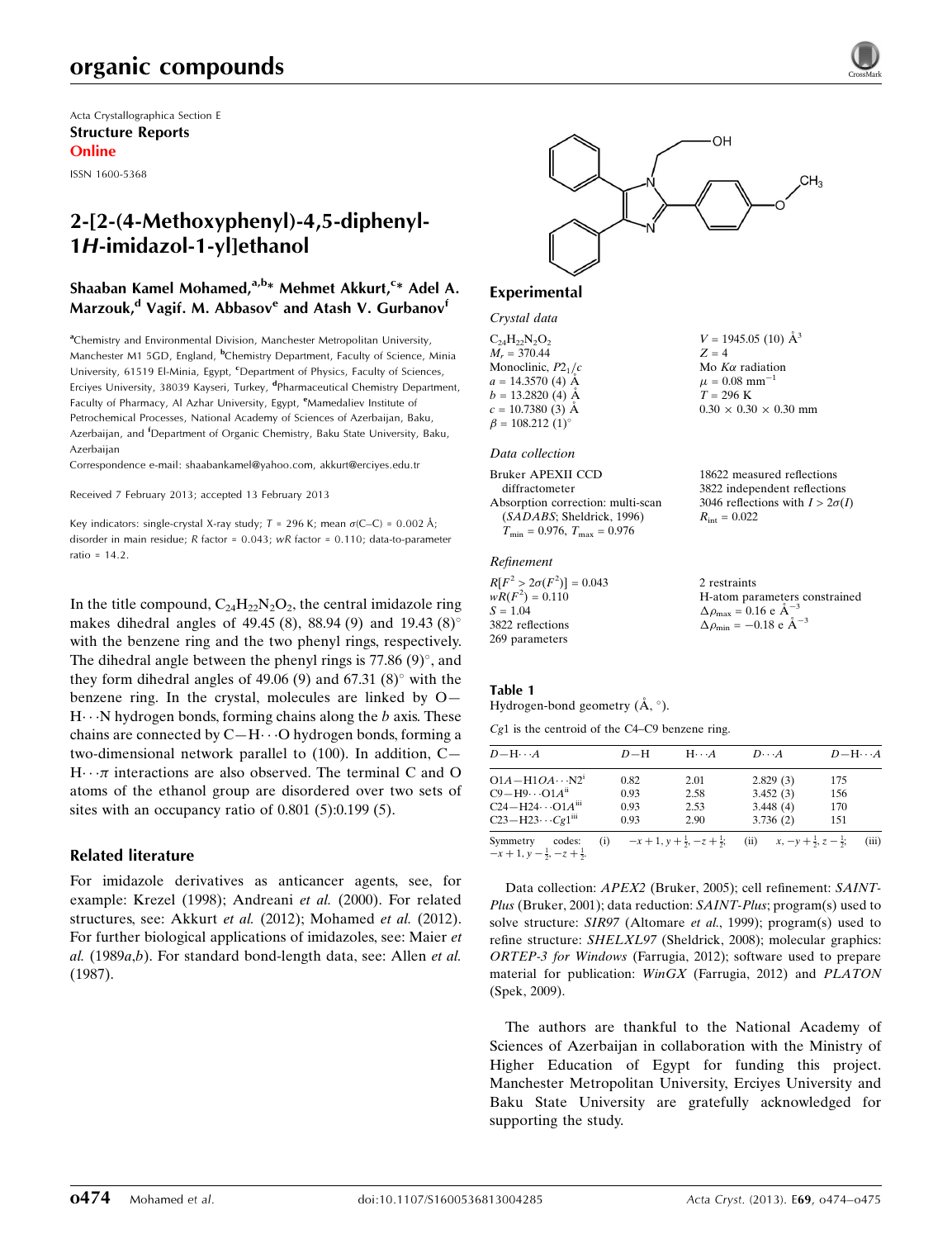Acta Crystallographica Section E
**Structure Reports**
**Online**
ISSN 1600-5368

# 2-[2-(4-Methoxyphenyl)-4,5-diphenyl-1*H*-imidazol-1-yl]ethanol

**Shaaban Kamel Mohamed,[a,b]* Mehmet Akkurt,[c]* Adel A. Marzouk,[d] Vagif. M. Abbasov[e] and Atash V. Gurbanov[f]**

[a]Chemistry and Environmental Division, Manchester Metropolitan University, Manchester M1 5GD, England, [b]Chemistry Department, Faculty of Science, Minia University, 61519 El-Minia, Egypt, [c]Department of Physics, Faculty of Sciences, Erciyes University, 38039 Kayseri, Turkey, [d]Pharmaceutical Chemistry Department, Faculty of Pharmacy, Al Azhar University, Egypt, [e]Mamedaliev Institute of Petrochemical Processes, National Academy of Sciences of Azerbaijan, Baku, Azerbaijan, and [f]Department of Organic Chemistry, Baku State University, Baku, Azerbaijan
Correspondence e-mail: shaabankamel@yahoo.com, akkurt@erciyes.edu.tr

Received 7 February 2013; accepted 13 February 2013

Key indicators: single-crystal X-ray study; $T$ = 296 K; mean $\sigma$(C–C) = 0.002 Å; disorder in main residue; $R$ factor = 0.043; $wR$ factor = 0.110; data-to-parameter ratio = 14.2.

In the title compound, $C_{24}H_{22}N_2O_2$, the central imidazole ring makes dihedral angles of 49.45 (8), 88.94 (9) and 19.43 (8)° with the benzene ring and the two phenyl rings, respectively. The dihedral angle between the phenyl rings is 77.86 (9)°, and they form dihedral angles of 49.06 (9) and 67.31 (8)° with the benzene ring. In the crystal, molecules are linked by O—H⋯N hydrogen bonds, forming chains along the $b$ axis. These chains are connected by C—H⋯O hydrogen bonds, forming a two-dimensional network parallel to (100). In addition, C—H⋯π interactions are also observed. The terminal C and O atoms of the ethanol group are disordered over two sets of sites with an occupancy ratio of 0.801 (5):0.199 (5).

## Related literature

For imidazole derivatives as anticancer agents, see, for example: Krezel (1998); Andreani *et al.* (2000). For related structures, see: Akkurt *et al.* (2012); Mohamed *et al.* (2012). For further biological applications of imidazoles, see: Maier *et al.* (1989*a*,*b*). For standard bond-length data, see: Allen *et al.* (1987).

## Experimental

### Crystal data

$C_{24}H_{22}N_2O_2$
$M_r$ = 370.44
Monoclinic, $P2_1/c$
$a$ = 14.3570 (4) Å
$b$ = 13.2820 (4) Å
$c$ = 10.7380 (3) Å
$\beta$ = 108.212 (1)°
$V$ = 1945.05 (10) Å$^3$
$Z$ = 4
Mo $K\alpha$ radiation
$\mu$ = 0.08 mm$^{-1}$
$T$ = 296 K
0.30 × 0.30 × 0.30 mm

### Data collection

Bruker APEXII CCD diffractometer
Absorption correction: multi-scan (*SADABS*; Sheldrick, 1996)
$T_{min}$ = 0.976, $T_{max}$ = 0.976
18622 measured reflections
3822 independent reflections
3046 reflections with $I > 2\sigma(I)$
$R_{int}$ = 0.022

### Refinement

$R[F^2 > 2\sigma(F^2)]$ = 0.043
$wR(F^2)$ = 0.110
$S$ = 1.04
3822 reflections
269 parameters
2 restraints
H-atom parameters constrained
$\Delta\rho_{max}$ = 0.16 e Å$^{-3}$
$\Delta\rho_{min}$ = −0.18 e Å$^{-3}$

**Table 1**
Hydrogen-bond geometry (Å, °).

*Cg*1 is the centroid of the C4–C9 benzene ring.

| $D$—H⋯$A$ | $D$—H | H⋯$A$ | $D$⋯$A$ | $D$—H⋯$A$ |
|---|---|---|---|---|
| O1*A*—H1*OA*⋯N2[i] | 0.82 | 2.01 | 2.829 (3) | 175 |
| C9—H9⋯O1*A*[ii] | 0.93 | 2.58 | 3.452 (3) | 156 |
| C24—H24⋯O1*A*[iii] | 0.93 | 2.53 | 3.448 (4) | 170 |
| C23—H23⋯*Cg*1[iii] | 0.93 | 2.90 | 3.736 (2) | 151 |

Symmetry codes: (i) $-x+1, y+\frac{1}{2}, -z+\frac{1}{2}$; (ii) $x, -y+\frac{1}{2}, z-\frac{1}{2}$; (iii) $-x+1, y-\frac{1}{2}, -z+\frac{1}{2}$.

Data collection: *APEX2* (Bruker, 2005); cell refinement: *SAINT-Plus* (Bruker, 2001); data reduction: *SAINT-Plus*; program(s) used to solve structure: *SIR97* (Altomare *et al.*, 1999); program(s) used to refine structure: *SHELXL97* (Sheldrick, 2008); molecular graphics: *ORTEP-3 for Windows* (Farrugia, 2012); software used to prepare material for publication: *WinGX* (Farrugia, 2012) and *PLATON* (Spek, 2009).

The authors are thankful to the National Academy of Sciences of Azerbaijan in collaboration with the Ministry of Higher Education of Egypt for funding this project. Manchester Metropolitan University, Erciyes University and Baku State University are gratefully acknowledged for supporting the study.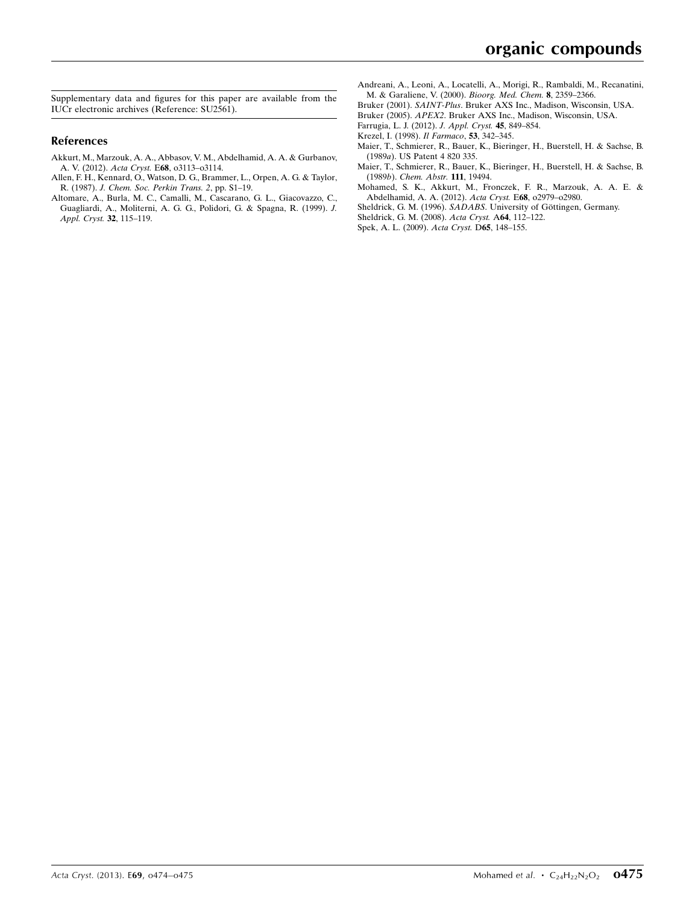Supplementary data and figures for this paper are available from the IUCr electronic archives (Reference: SU2561).

## References

Akkurt, M., Marzouk, A. A., Abbasov, V. M., Abdelhamid, A. A. & Gurbanov, A. V. (2012). *Acta Cryst.* E**68**, o3113–o3114.

Allen, F. H., Kennard, O., Watson, D. G., Brammer, L., Orpen, A. G. & Taylor, R. (1987). *J. Chem. Soc. Perkin Trans. 2*, pp. S1–19.

Altomare, A., Burla, M. C., Camalli, M., Cascarano, G. L., Giacovazzo, C., Guagliardi, A., Moliterni, A. G. G., Polidori, G. & Spagna, R. (1999). *J. Appl. Cryst.* **32**, 115–119.

Andreani, A., Leoni, A., Locatelli, A., Morigi, R., Rambaldi, M., Recanatini, M. & Garaliene, V. (2000). *Bioorg. Med. Chem.* **8**, 2359–2366.

Bruker (2001). *SAINT-Plus*. Bruker AXS Inc., Madison, Wisconsin, USA.

Bruker (2005). *APEX2*. Bruker AXS Inc., Madison, Wisconsin, USA.

Farrugia, L. J. (2012). *J. Appl. Cryst.* **45**, 849–854.

Krezel, I. (1998). *Il Farmaco*, **53**, 342–345.

Maier, T., Schmierer, R., Bauer, K., Bieringer, H., Buerstell, H. & Sachse, B. (1989*a*). US Patent 4 820 335.

Maier, T., Schmierer, R., Bauer, K., Bieringer, H., Buerstell, H. & Sachse, B. (1989*b*). *Chem. Abstr.* **111**, 19494.

Mohamed, S. K., Akkurt, M., Fronczek, F. R., Marzouk, A. A. E. & Abdelhamid, A. A. (2012). *Acta Cryst.* E**68**, o2979–o2980.

Sheldrick, G. M. (1996). *SADABS*. University of Göttingen, Germany.

Sheldrick, G. M. (2008). *Acta Cryst.* A**64**, 112–122.

Spek, A. L. (2009). *Acta Cryst.* D**65**, 148–155.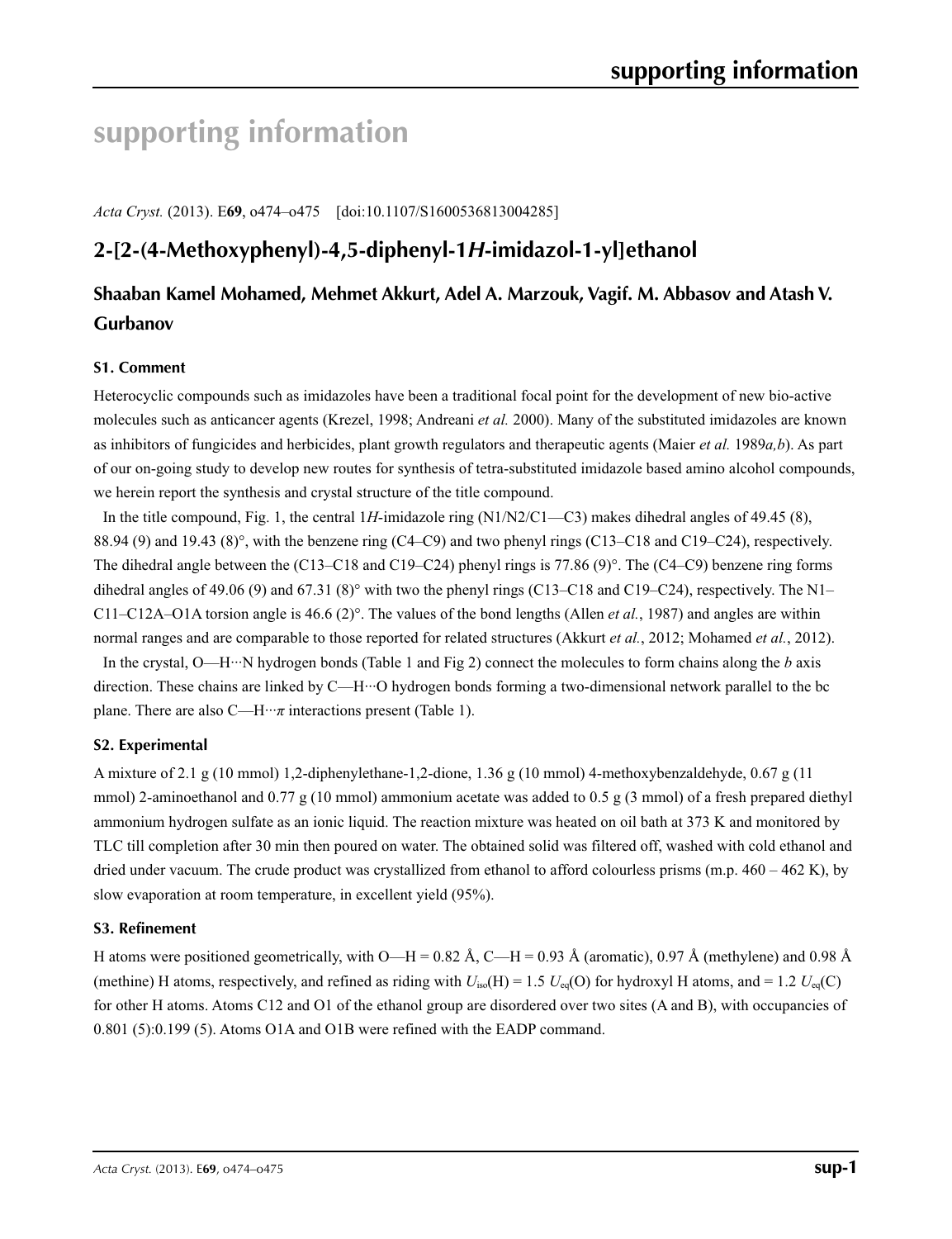# supporting information

*Acta Cryst.* (2013). E**69**, o474–o475 [doi:10.1107/S1600536813004285]

## 2-[2-(4-Methoxyphenyl)-4,5-diphenyl-1*H*-imidazol-1-yl]ethanol

### Shaaban Kamel Mohamed, Mehmet Akkurt, Adel A. Marzouk, Vagif. M. Abbasov and Atash V. Gurbanov

#### S1. Comment

Heterocyclic compounds such as imidazoles have been a traditional focal point for the development of new bio-active molecules such as anticancer agents (Krezel, 1998; Andreani *et al.* 2000). Many of the substituted imidazoles are known as inhibitors of fungicides and herbicides, plant growth regulators and therapeutic agents (Maier *et al.* 1989*a,b*). As part of our on-going study to develop new routes for synthesis of tetra-substituted imidazole based amino alcohol compounds, we herein report the synthesis and crystal structure of the title compound.

In the title compound, Fig. 1, the central 1*H*-imidazole ring (N1/N2/C1—C3) makes dihedral angles of 49.45 (8), 88.94 (9) and 19.43 (8)°, with the benzene ring (C4–C9) and two phenyl rings (C13–C18 and C19–C24), respectively. The dihedral angle between the (C13–C18 and C19–C24) phenyl rings is 77.86 (9)°. The (C4–C9) benzene ring forms dihedral angles of 49.06 (9) and 67.31 (8)° with two the phenyl rings (C13–C18 and C19–C24), respectively. The N1–C11–C12A–O1A torsion angle is 46.6 (2)°. The values of the bond lengths (Allen *et al.*, 1987) and angles are within normal ranges and are comparable to those reported for related structures (Akkurt *et al.*, 2012; Mohamed *et al.*, 2012).

In the crystal, O—H···N hydrogen bonds (Table 1 and Fig 2) connect the molecules to form chains along the *b* axis direction. These chains are linked by C—H···O hydrogen bonds forming a two-dimensional network parallel to the bc plane. There are also C—H···$\pi$ interactions present (Table 1).

#### S2. Experimental

A mixture of 2.1 g (10 mmol) 1,2-diphenylethane-1,2-dione, 1.36 g (10 mmol) 4-methoxybenzaldehyde, 0.67 g (11 mmol) 2-aminoethanol and 0.77 g (10 mmol) ammonium acetate was added to 0.5 g (3 mmol) of a fresh prepared diethyl ammonium hydrogen sulfate as an ionic liquid. The reaction mixture was heated on oil bath at 373 K and monitored by TLC till completion after 30 min then poured on water. The obtained solid was filtered off, washed with cold ethanol and dried under vacuum. The crude product was crystallized from ethanol to afford colourless prisms (m.p. 460 – 462 K), by slow evaporation at room temperature, in excellent yield (95%).

#### S3. Refinement

H atoms were positioned geometrically, with O—H = 0.82 Å, C—H = 0.93 Å (aromatic), 0.97 Å (methylene) and 0.98 Å (methine) H atoms, respectively, and refined as riding with $U_{iso}$(H) = 1.5 $U_{eq}$(O) for hydroxyl H atoms, and = 1.2 $U_{eq}$(C) for other H atoms. Atoms C12 and O1 of the ethanol group are disordered over two sites (A and B), with occupancies of 0.801 (5):0.199 (5). Atoms O1A and O1B were refined with the EADP command.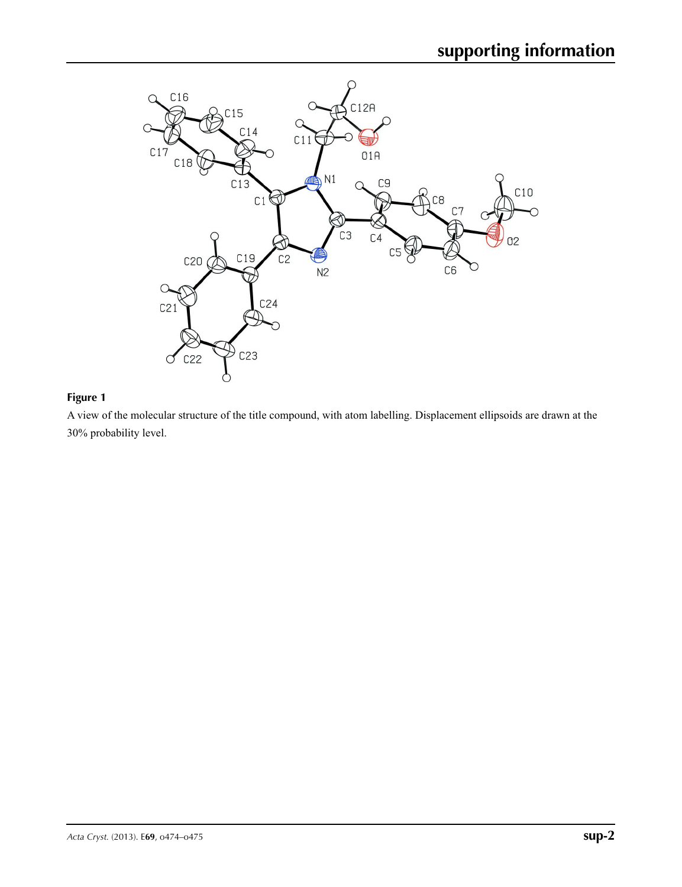**Figure 1**

A view of the molecular structure of the title compound, with atom labelling. Displacement ellipsoids are drawn at the 30% probability level.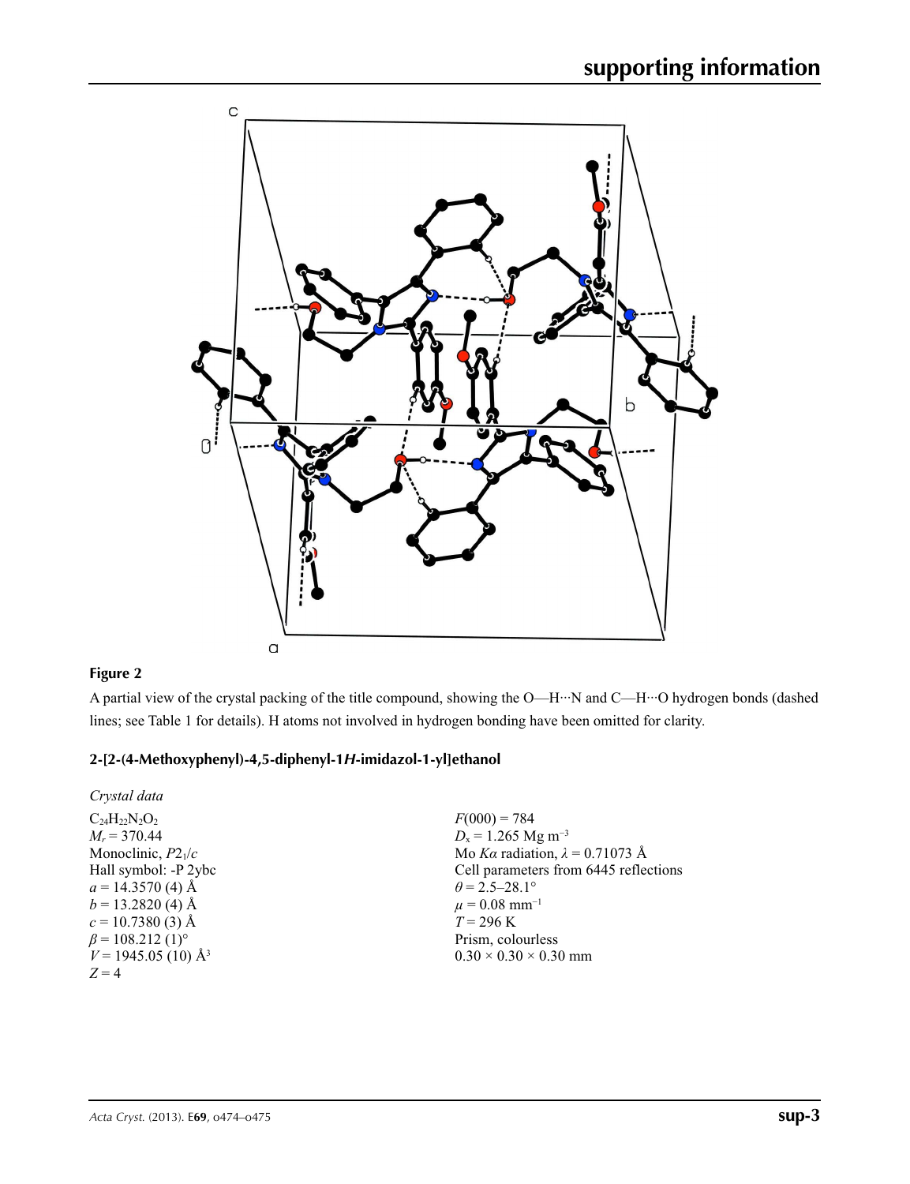**Figure 2**

A partial view of the crystal packing of the title compound, showing the O—H···N and C—H···O hydrogen bonds (dashed lines; see Table 1 for details). H atoms not involved in hydrogen bonding have been omitted for clarity.

## 2-[2-(4-Methoxyphenyl)-4,5-diphenyl-1*H*-imidazol-1-yl]ethanol

*Crystal data*

$C_{24}H_{22}N_2O_2$
$M_r = 370.44$
Monoclinic, $P2_1/c$
Hall symbol: -P 2ybc
$a = 14.3570$ (4) Å
$b = 13.2820$ (4) Å
$c = 10.7380$ (3) Å
$\beta = 108.212$ (1)°
$V = 1945.05$ (10) Å$^3$
$Z = 4$

$F(000) = 784$
$D_x = 1.265$ Mg m$^{-3}$
Mo $K\alpha$ radiation, $\lambda = 0.71073$ Å
Cell parameters from 6445 reflections
$\theta = 2.5$–28.1°
$\mu = 0.08$ mm$^{-1}$
$T = 296$ K
Prism, colourless
$0.30 \times 0.30 \times 0.30$ mm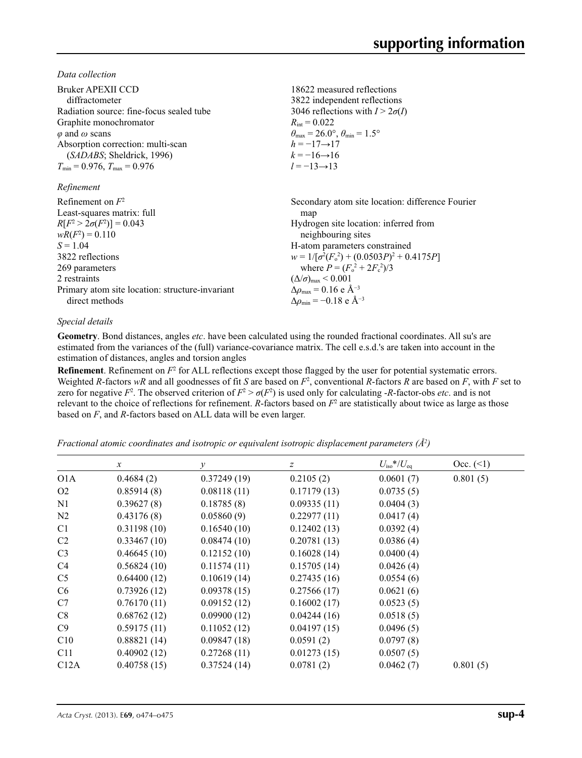*Data collection*

Bruker APEXII CCD diffractometer
Radiation source: fine-focus sealed tube
Graphite monochromator
$\varphi$ and $\omega$ scans
Absorption correction: multi-scan (*SADABS*; Sheldrick, 1996)
$T_{min} = 0.976$, $T_{max} = 0.976$

18622 measured reflections
3822 independent reflections
3046 reflections with $I > 2\sigma(I)$
$R_{int} = 0.022$
$\theta_{max} = 26.0°$, $\theta_{min} = 1.5°$
$h = -17 \rightarrow 17$
$k = -16 \rightarrow 16$
$l = -13 \rightarrow 13$

*Refinement*

Refinement on $F^2$
Least-squares matrix: full
$R[F^2 > 2\sigma(F^2)] = 0.043$
$wR(F^2) = 0.110$
$S = 1.04$
3822 reflections
269 parameters
2 restraints
Primary atom site location: structure-invariant direct methods

Secondary atom site location: difference Fourier map
Hydrogen site location: inferred from neighbouring sites
H-atom parameters constrained
$w = 1/[\sigma^2(F_o^2) + (0.0503P)^2 + 0.4175P]$ where $P = (F_o^2 + 2F_c^2)/3$
$(\Delta/\sigma)_{max} < 0.001$
$\Delta\rho_{max} = 0.16$ e Å$^{-3}$
$\Delta\rho_{min} = -0.18$ e Å$^{-3}$

*Special details*

**Geometry**. Bond distances, angles *etc*. have been calculated using the rounded fractional coordinates. All su's are estimated from the variances of the (full) variance-covariance matrix. The cell e.s.d.'s are taken into account in the estimation of distances, angles and torsion angles

**Refinement**. Refinement on $F^2$ for ALL reflections except those flagged by the user for potential systematic errors. Weighted *R*-factors *wR* and all goodnesses of fit *S* are based on $F^2$, conventional *R*-factors *R* are based on *F*, with *F* set to zero for negative $F^2$. The observed criterion of $F^2 > \sigma(F^2)$ is used only for calculating -*R*-factor-obs *etc*. and is not relevant to the choice of reflections for refinement. *R*-factors based on $F^2$ are statistically about twice as large as those based on *F*, and *R*-factors based on ALL data will be even larger.

*Fractional atomic coordinates and isotropic or equivalent isotropic displacement parameters (Å$^2$)*

| | *x* | *y* | *z* | $U_{iso}$*/$U_{eq}$ | Occ. (<1) |
|---|---|---|---|---|---|
| O1A | 0.4684 (2) | 0.37249 (19) | 0.2105 (2) | 0.0601 (7) | 0.801 (5) |
| O2 | 0.85914 (8) | 0.08118 (11) | 0.17179 (13) | 0.0735 (5) | |
| N1 | 0.39627 (8) | 0.18785 (8) | 0.09335 (11) | 0.0404 (3) | |
| N2 | 0.43176 (8) | 0.05860 (9) | 0.22977 (11) | 0.0417 (4) | |
| C1 | 0.31198 (10) | 0.16540 (10) | 0.12402 (13) | 0.0392 (4) | |
| C2 | 0.33467 (10) | 0.08474 (10) | 0.20781 (13) | 0.0386 (4) | |
| C3 | 0.46645 (10) | 0.12152 (10) | 0.16028 (14) | 0.0400 (4) | |
| C4 | 0.56824 (10) | 0.11574 (11) | 0.15705 (14) | 0.0426 (4) | |
| C5 | 0.64400 (12) | 0.10619 (14) | 0.27435 (16) | 0.0554 (6) | |
| C6 | 0.73926 (12) | 0.09378 (15) | 0.27566 (17) | 0.0621 (6) | |
| C7 | 0.76170 (11) | 0.09152 (12) | 0.16002 (17) | 0.0523 (5) | |
| C8 | 0.68762 (12) | 0.09900 (12) | 0.04244 (16) | 0.0518 (5) | |
| C9 | 0.59175 (11) | 0.11052 (12) | 0.04197 (15) | 0.0496 (5) | |
| C10 | 0.88821 (14) | 0.09847 (18) | 0.0591 (2) | 0.0797 (8) | |
| C11 | 0.40902 (12) | 0.27268 (11) | 0.01273 (15) | 0.0507 (5) | |
| C12A | 0.40758 (15) | 0.37524 (14) | 0.0781 (2) | 0.0462 (7) | 0.801 (5) |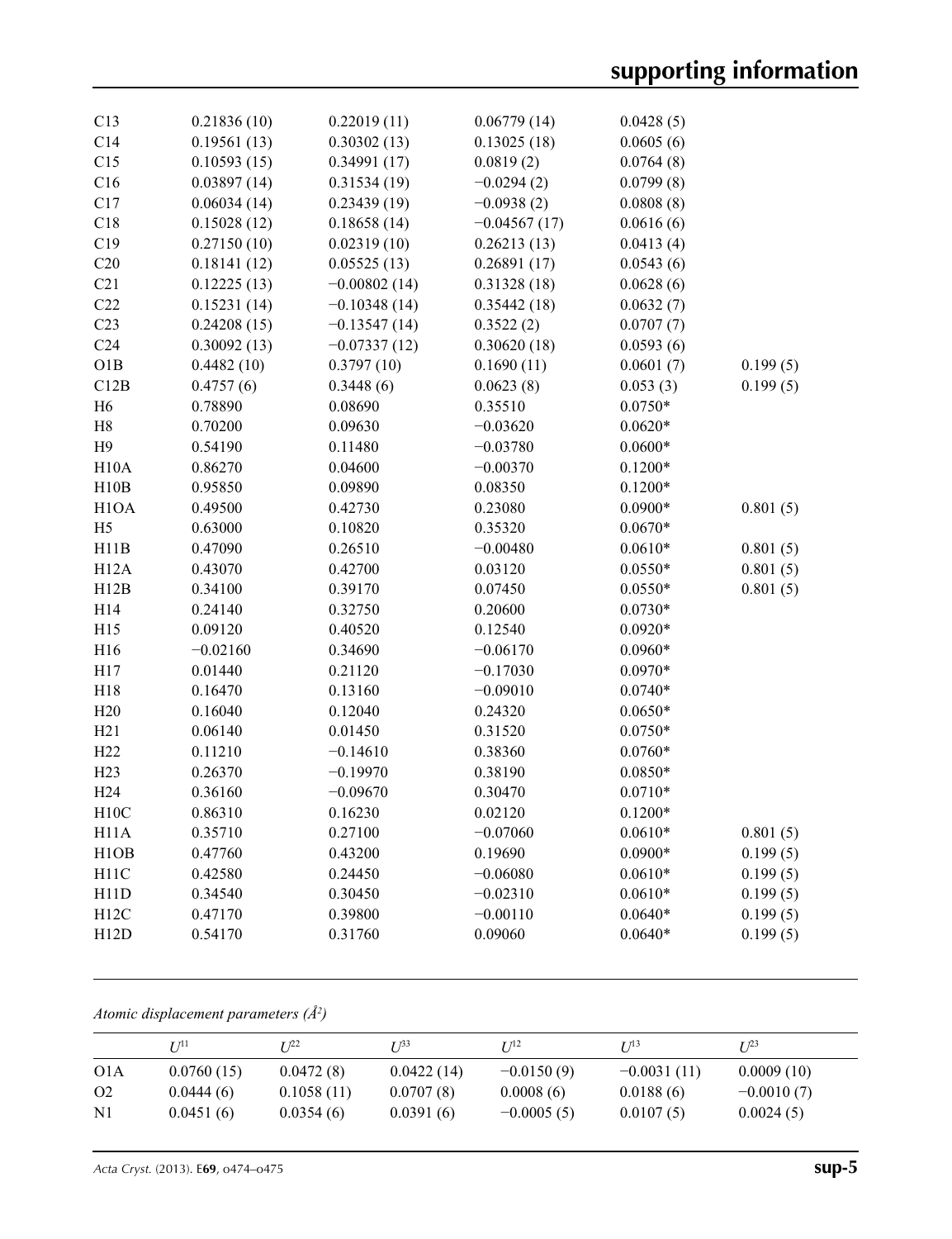| | | | | | |
|---|---|---|---|---|---|
| C13 | 0.21836 (10) | 0.22019 (11) | 0.06779 (14) | 0.0428 (5) | |
| C14 | 0.19561 (13) | 0.30302 (13) | 0.13025 (18) | 0.0605 (6) | |
| C15 | 0.10593 (15) | 0.34991 (17) | 0.0819 (2) | 0.0764 (8) | |
| C16 | 0.03897 (14) | 0.31534 (19) | −0.0294 (2) | 0.0799 (8) | |
| C17 | 0.06034 (14) | 0.23439 (19) | −0.0938 (2) | 0.0808 (8) | |
| C18 | 0.15028 (12) | 0.18658 (14) | −0.04567 (17) | 0.0616 (6) | |
| C19 | 0.27150 (10) | 0.02319 (10) | 0.26213 (13) | 0.0413 (4) | |
| C20 | 0.18141 (12) | 0.05525 (13) | 0.26891 (17) | 0.0543 (6) | |
| C21 | 0.12225 (13) | −0.00802 (14) | 0.31328 (18) | 0.0628 (6) | |
| C22 | 0.15231 (14) | −0.10348 (14) | 0.35442 (18) | 0.0632 (7) | |
| C23 | 0.24208 (15) | −0.13547 (14) | 0.3522 (2) | 0.0707 (7) | |
| C24 | 0.30092 (13) | −0.07337 (12) | 0.30620 (18) | 0.0593 (6) | |
| O1B | 0.4482 (10) | 0.3797 (10) | 0.1690 (11) | 0.0601 (7) | 0.199 (5) |
| C12B | 0.4757 (6) | 0.3448 (6) | 0.0623 (8) | 0.053 (3) | 0.199 (5) |
| H6 | 0.78890 | 0.08690 | 0.35510 | 0.0750* | |
| H8 | 0.70200 | 0.09630 | −0.03620 | 0.0620* | |
| H9 | 0.54190 | 0.11480 | −0.03780 | 0.0600* | |
| H10A | 0.86270 | 0.04600 | −0.00370 | 0.1200* | |
| H10B | 0.95850 | 0.09890 | 0.08350 | 0.1200* | |
| H1OA | 0.49500 | 0.42730 | 0.23080 | 0.0900* | 0.801 (5) |
| H5 | 0.63000 | 0.10820 | 0.35320 | 0.0670* | |
| H11B | 0.47090 | 0.26510 | −0.00480 | 0.0610* | 0.801 (5) |
| H12A | 0.43070 | 0.42700 | 0.03120 | 0.0550* | 0.801 (5) |
| H12B | 0.34100 | 0.39170 | 0.07450 | 0.0550* | 0.801 (5) |
| H14 | 0.24140 | 0.32750 | 0.20600 | 0.0730* | |
| H15 | 0.09120 | 0.40520 | 0.12540 | 0.0920* | |
| H16 | −0.02160 | 0.34690 | −0.06170 | 0.0960* | |
| H17 | 0.01440 | 0.21120 | −0.17030 | 0.0970* | |
| H18 | 0.16470 | 0.13160 | −0.09010 | 0.0740* | |
| H20 | 0.16040 | 0.12040 | 0.24320 | 0.0650* | |
| H21 | 0.06140 | 0.01450 | 0.31520 | 0.0750* | |
| H22 | 0.11210 | −0.14610 | 0.38360 | 0.0760* | |
| H23 | 0.26370 | −0.19970 | 0.38190 | 0.0850* | |
| H24 | 0.36160 | −0.09670 | 0.30470 | 0.0710* | |
| H10C | 0.86310 | 0.16230 | 0.02120 | 0.1200* | |
| H11A | 0.35710 | 0.27100 | −0.07060 | 0.0610* | 0.801 (5) |
| H1OB | 0.47760 | 0.43200 | 0.19690 | 0.0900* | 0.199 (5) |
| H11C | 0.42580 | 0.24450 | −0.06080 | 0.0610* | 0.199 (5) |
| H11D | 0.34540 | 0.30450 | −0.02310 | 0.0610* | 0.199 (5) |
| H12C | 0.47170 | 0.39800 | −0.00110 | 0.0640* | 0.199 (5) |
| H12D | 0.54170 | 0.31760 | 0.09060 | 0.0640* | 0.199 (5) |

*Atomic displacement parameters (Å²)*

| | $U^{11}$ | $U^{22}$ | $U^{33}$ | $U^{12}$ | $U^{13}$ | $U^{23}$ |
|---|---|---|---|---|---|---|
| O1A | 0.0760 (15) | 0.0472 (8) | 0.0422 (14) | −0.0150 (9) | −0.0031 (11) | 0.0009 (10) |
| O2 | 0.0444 (6) | 0.1058 (11) | 0.0707 (8) | 0.0008 (6) | 0.0188 (6) | −0.0010 (7) |
| N1 | 0.0451 (6) | 0.0354 (6) | 0.0391 (6) | −0.0005 (5) | 0.0107 (5) | 0.0024 (5) |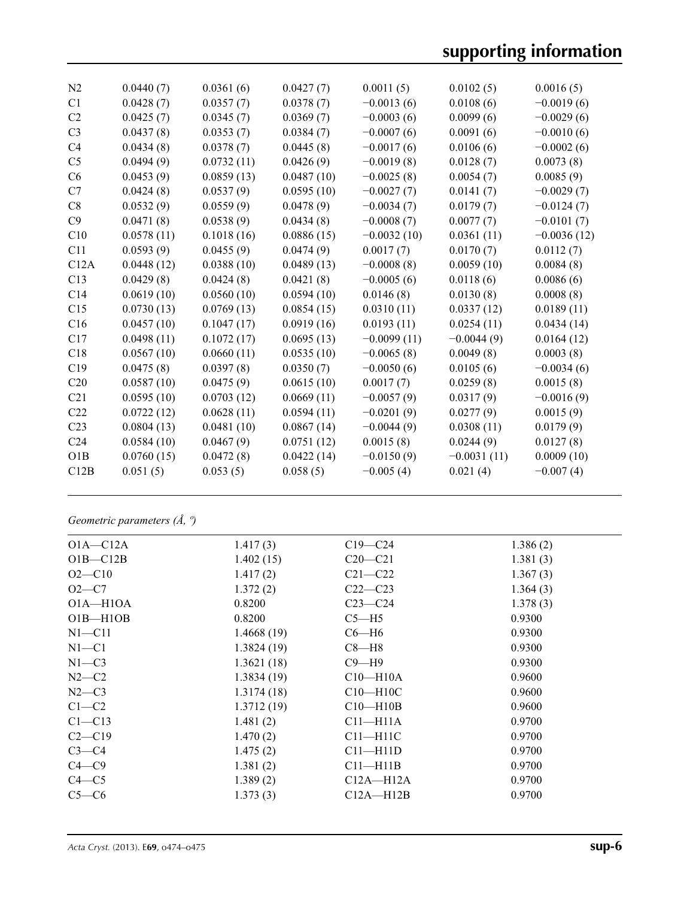| | | | | | | |
|---|---|---|---|---|---|---|
| N2 | 0.0440 (7) | 0.0361 (6) | 0.0427 (7) | 0.0011 (5) | 0.0102 (5) | 0.0016 (5) |
| C1 | 0.0428 (7) | 0.0357 (7) | 0.0378 (7) | −0.0013 (6) | 0.0108 (6) | −0.0019 (6) |
| C2 | 0.0425 (7) | 0.0345 (7) | 0.0369 (7) | −0.0003 (6) | 0.0099 (6) | −0.0029 (6) |
| C3 | 0.0437 (8) | 0.0353 (7) | 0.0384 (7) | −0.0007 (6) | 0.0091 (6) | −0.0010 (6) |
| C4 | 0.0434 (8) | 0.0378 (7) | 0.0445 (8) | −0.0017 (6) | 0.0106 (6) | −0.0002 (6) |
| C5 | 0.0494 (9) | 0.0732 (11) | 0.0426 (9) | −0.0019 (8) | 0.0128 (7) | 0.0073 (8) |
| C6 | 0.0453 (9) | 0.0859 (13) | 0.0487 (10) | −0.0025 (8) | 0.0054 (7) | 0.0085 (9) |
| C7 | 0.0424 (8) | 0.0537 (9) | 0.0595 (10) | −0.0027 (7) | 0.0141 (7) | −0.0029 (7) |
| C8 | 0.0532 (9) | 0.0559 (9) | 0.0478 (9) | −0.0034 (7) | 0.0179 (7) | −0.0124 (7) |
| C9 | 0.0471 (8) | 0.0538 (9) | 0.0434 (8) | −0.0008 (7) | 0.0077 (7) | −0.0101 (7) |
| C10 | 0.0578 (11) | 0.1018 (16) | 0.0886 (15) | −0.0032 (10) | 0.0361 (11) | −0.0036 (12) |
| C11 | 0.0593 (9) | 0.0455 (9) | 0.0474 (9) | 0.0017 (7) | 0.0170 (7) | 0.0112 (7) |
| C12A | 0.0448 (12) | 0.0388 (10) | 0.0489 (13) | −0.0008 (8) | 0.0059 (10) | 0.0084 (8) |
| C13 | 0.0429 (8) | 0.0424 (8) | 0.0421 (8) | −0.0005 (6) | 0.0118 (6) | 0.0086 (6) |
| C14 | 0.0619 (10) | 0.0560 (10) | 0.0594 (10) | 0.0146 (8) | 0.0130 (8) | 0.0008 (8) |
| C15 | 0.0730 (13) | 0.0769 (13) | 0.0854 (15) | 0.0310 (11) | 0.0337 (12) | 0.0189 (11) |
| C16 | 0.0457 (10) | 0.1047 (17) | 0.0919 (16) | 0.0193 (11) | 0.0254 (11) | 0.0434 (14) |
| C17 | 0.0498 (11) | 0.1072 (17) | 0.0695 (13) | −0.0099 (11) | −0.0044 (9) | 0.0164 (12) |
| C18 | 0.0567 (10) | 0.0660 (11) | 0.0535 (10) | −0.0065 (8) | 0.0049 (8) | 0.0003 (8) |
| C19 | 0.0475 (8) | 0.0397 (8) | 0.0350 (7) | −0.0050 (6) | 0.0105 (6) | −0.0034 (6) |
| C20 | 0.0587 (10) | 0.0475 (9) | 0.0615 (10) | 0.0017 (7) | 0.0259 (8) | 0.0015 (8) |
| C21 | 0.0595 (10) | 0.0703 (12) | 0.0669 (11) | −0.0057 (9) | 0.0317 (9) | −0.0016 (9) |
| C22 | 0.0722 (12) | 0.0628 (11) | 0.0594 (11) | −0.0201 (9) | 0.0277 (9) | 0.0015 (9) |
| C23 | 0.0804 (13) | 0.0481 (10) | 0.0867 (14) | −0.0044 (9) | 0.0308 (11) | 0.0179 (9) |
| C24 | 0.0584 (10) | 0.0467 (9) | 0.0751 (12) | 0.0015 (8) | 0.0244 (9) | 0.0127 (8) |
| O1B | 0.0760 (15) | 0.0472 (8) | 0.0422 (14) | −0.0150 (9) | −0.0031 (11) | 0.0009 (10) |
| C12B | 0.051 (5) | 0.053 (5) | 0.058 (5) | −0.005 (4) | 0.021 (4) | −0.007 (4) |

*Geometric parameters (Å, º)*

| | | | |
|---|---|---|---|
| O1A—C12A | 1.417 (3) | C19—C24 | 1.386 (2) |
| O1B—C12B | 1.402 (15) | C20—C21 | 1.381 (3) |
| O2—C10 | 1.417 (2) | C21—C22 | 1.367 (3) |
| O2—C7 | 1.372 (2) | C22—C23 | 1.364 (3) |
| O1A—H1OA | 0.8200 | C23—C24 | 1.378 (3) |
| O1B—H1OB | 0.8200 | C5—H5 | 0.9300 |
| N1—C11 | 1.4668 (19) | C6—H6 | 0.9300 |
| N1—C1 | 1.3824 (19) | C8—H8 | 0.9300 |
| N1—C3 | 1.3621 (18) | C9—H9 | 0.9300 |
| N2—C2 | 1.3834 (19) | C10—H10A | 0.9600 |
| N2—C3 | 1.3174 (18) | C10—H10C | 0.9600 |
| C1—C2 | 1.3712 (19) | C10—H10B | 0.9600 |
| C1—C13 | 1.481 (2) | C11—H11A | 0.9700 |
| C2—C19 | 1.470 (2) | C11—H11C | 0.9700 |
| C3—C4 | 1.475 (2) | C11—H11D | 0.9700 |
| C4—C9 | 1.381 (2) | C11—H11B | 0.9700 |
| C4—C5 | 1.389 (2) | C12A—H12A | 0.9700 |
| C5—C6 | 1.373 (3) | C12A—H12B | 0.9700 |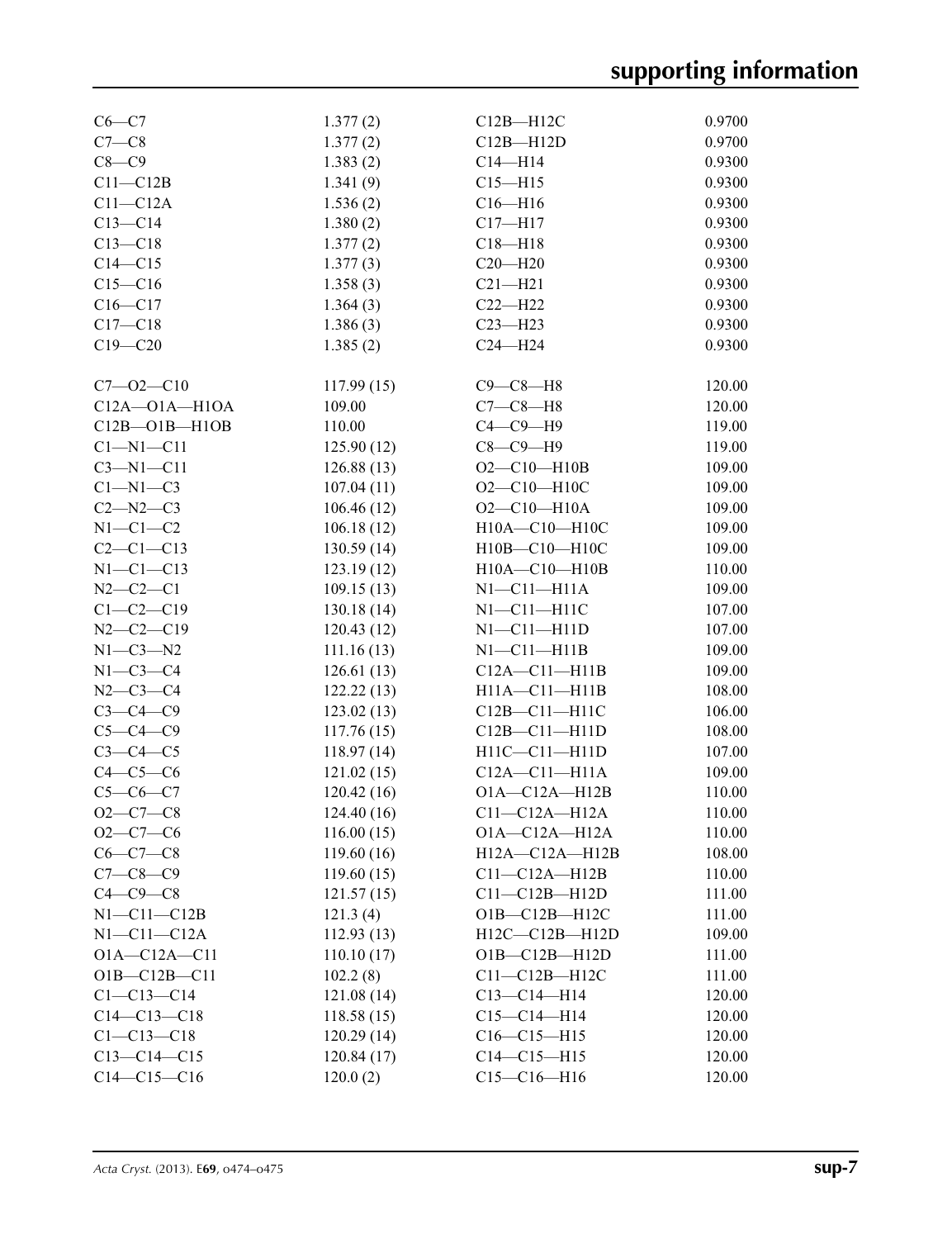| | | | |
|---|---|---|---|
| C6—C7 | 1.377 (2) | C12B—H12C | 0.9700 |
| C7—C8 | 1.377 (2) | C12B—H12D | 0.9700 |
| C8—C9 | 1.383 (2) | C14—H14 | 0.9300 |
| C11—C12B | 1.341 (9) | C15—H15 | 0.9300 |
| C11—C12A | 1.536 (2) | C16—H16 | 0.9300 |
| C13—C14 | 1.380 (2) | C17—H17 | 0.9300 |
| C13—C18 | 1.377 (2) | C18—H18 | 0.9300 |
| C14—C15 | 1.377 (3) | C20—H20 | 0.9300 |
| C15—C16 | 1.358 (3) | C21—H21 | 0.9300 |
| C16—C17 | 1.364 (3) | C22—H22 | 0.9300 |
| C17—C18 | 1.386 (3) | C23—H23 | 0.9300 |
| C19—C20 | 1.385 (2) | C24—H24 | 0.9300 |
| | | | |
| C7—O2—C10 | 117.99 (15) | C9—C8—H8 | 120.00 |
| C12A—O1A—H1OA | 109.00 | C7—C8—H8 | 120.00 |
| C12B—O1B—H1OB | 110.00 | C4—C9—H9 | 119.00 |
| C1—N1—C11 | 125.90 (12) | C8—C9—H9 | 119.00 |
| C3—N1—C11 | 126.88 (13) | O2—C10—H10B | 109.00 |
| C1—N1—C3 | 107.04 (11) | O2—C10—H10C | 109.00 |
| C2—N2—C3 | 106.46 (12) | O2—C10—H10A | 109.00 |
| N1—C1—C2 | 106.18 (12) | H10A—C10—H10C | 109.00 |
| C2—C1—C13 | 130.59 (14) | H10B—C10—H10C | 109.00 |
| N1—C1—C13 | 123.19 (12) | H10A—C10—H10B | 110.00 |
| N2—C2—C1 | 109.15 (13) | N1—C11—H11A | 109.00 |
| C1—C2—C19 | 130.18 (14) | N1—C11—H11C | 107.00 |
| N2—C2—C19 | 120.43 (12) | N1—C11—H11D | 107.00 |
| N1—C3—N2 | 111.16 (13) | N1—C11—H11B | 109.00 |
| N1—C3—C4 | 126.61 (13) | C12A—C11—H11B | 109.00 |
| N2—C3—C4 | 122.22 (13) | H11A—C11—H11B | 108.00 |
| C3—C4—C9 | 123.02 (13) | C12B—C11—H11C | 106.00 |
| C5—C4—C9 | 117.76 (15) | C12B—C11—H11D | 108.00 |
| C3—C4—C5 | 118.97 (14) | H11C—C11—H11D | 107.00 |
| C4—C5—C6 | 121.02 (15) | C12A—C11—H11A | 109.00 |
| C5—C6—C7 | 120.42 (16) | O1A—C12A—H12B | 110.00 |
| O2—C7—C8 | 124.40 (16) | C11—C12A—H12A | 110.00 |
| O2—C7—C6 | 116.00 (15) | O1A—C12A—H12A | 110.00 |
| C6—C7—C8 | 119.60 (16) | H12A—C12A—H12B | 108.00 |
| C7—C8—C9 | 119.60 (15) | C11—C12A—H12B | 110.00 |
| C4—C9—C8 | 121.57 (15) | C11—C12B—H12D | 111.00 |
| N1—C11—C12B | 121.3 (4) | O1B—C12B—H12C | 111.00 |
| N1—C11—C12A | 112.93 (13) | H12C—C12B—H12D | 109.00 |
| O1A—C12A—C11 | 110.10 (17) | O1B—C12B—H12D | 111.00 |
| O1B—C12B—C11 | 102.2 (8) | C11—C12B—H12C | 111.00 |
| C1—C13—C14 | 121.08 (14) | C13—C14—H14 | 120.00 |
| C14—C13—C18 | 118.58 (15) | C15—C14—H14 | 120.00 |
| C1—C13—C18 | 120.29 (14) | C16—C15—H15 | 120.00 |
| C13—C14—C15 | 120.84 (17) | C14—C15—H15 | 120.00 |
| C14—C15—C16 | 120.0 (2) | C15—C16—H16 | 120.00 |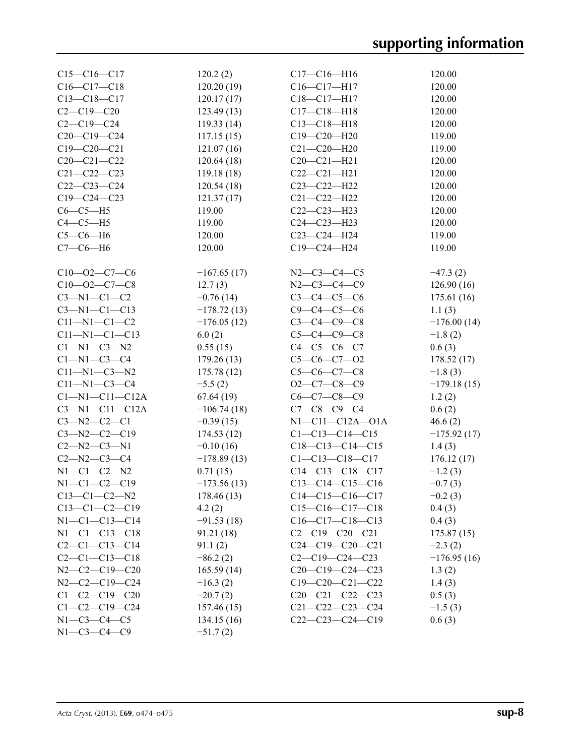| | | | |
|---|---|---|---|
| C15—C16—C17 | 120.2 (2) | C17—C16—H16 | 120.00 |
| C16—C17—C18 | 120.20 (19) | C16—C17—H17 | 120.00 |
| C13—C18—C17 | 120.17 (17) | C18—C17—H17 | 120.00 |
| C2—C19—C20 | 123.49 (13) | C17—C18—H18 | 120.00 |
| C2—C19—C24 | 119.33 (14) | C13—C18—H18 | 120.00 |
| C20—C19—C24 | 117.15 (15) | C19—C20—H20 | 119.00 |
| C19—C20—C21 | 121.07 (16) | C21—C20—H20 | 119.00 |
| C20—C21—C22 | 120.64 (18) | C20—C21—H21 | 120.00 |
| C21—C22—C23 | 119.18 (18) | C22—C21—H21 | 120.00 |
| C22—C23—C24 | 120.54 (18) | C23—C22—H22 | 120.00 |
| C19—C24—C23 | 121.37 (17) | C21—C22—H22 | 120.00 |
| C6—C5—H5 | 119.00 | C22—C23—H23 | 120.00 |
| C4—C5—H5 | 119.00 | C24—C23—H23 | 120.00 |
| C5—C6—H6 | 120.00 | C23—C24—H24 | 119.00 |
| C7—C6—H6 | 120.00 | C19—C24—H24 | 119.00 |

| | | | |
|---|---|---|---|
| C10—O2—C7—C6 | −167.65 (17) | N2—C3—C4—C5 | −47.3 (2) |
| C10—O2—C7—C8 | 12.7 (3) | N2—C3—C4—C9 | 126.90 (16) |
| C3—N1—C1—C2 | −0.76 (14) | C3—C4—C5—C6 | 175.61 (16) |
| C3—N1—C1—C13 | −178.72 (13) | C9—C4—C5—C6 | 1.1 (3) |
| C11—N1—C1—C2 | −176.05 (12) | C3—C4—C9—C8 | −176.00 (14) |
| C11—N1—C1—C13 | 6.0 (2) | C5—C4—C9—C8 | −1.8 (2) |
| C1—N1—C3—N2 | 0.55 (15) | C4—C5—C6—C7 | 0.6 (3) |
| C1—N1—C3—C4 | 179.26 (13) | C5—C6—C7—O2 | 178.52 (17) |
| C11—N1—C3—N2 | 175.78 (12) | C5—C6—C7—C8 | −1.8 (3) |
| C11—N1—C3—C4 | −5.5 (2) | O2—C7—C8—C9 | −179.18 (15) |
| C1—N1—C11—C12A | 67.64 (19) | C6—C7—C8—C9 | 1.2 (2) |
| C3—N1—C11—C12A | −106.74 (18) | C7—C8—C9—C4 | 0.6 (2) |
| C3—N2—C2—C1 | −0.39 (15) | N1—C11—C12A—O1A | 46.6 (2) |
| C3—N2—C2—C19 | 174.53 (12) | C1—C13—C14—C15 | −175.92 (17) |
| C2—N2—C3—N1 | −0.10 (16) | C18—C13—C14—C15 | 1.4 (3) |
| C2—N2—C3—C4 | −178.89 (13) | C1—C13—C18—C17 | 176.12 (17) |
| N1—C1—C2—N2 | 0.71 (15) | C14—C13—C18—C17 | −1.2 (3) |
| N1—C1—C2—C19 | −173.56 (13) | C13—C14—C15—C16 | −0.7 (3) |
| C13—C1—C2—N2 | 178.46 (13) | C14—C15—C16—C17 | −0.2 (3) |
| C13—C1—C2—C19 | 4.2 (2) | C15—C16—C17—C18 | 0.4 (3) |
| N1—C1—C13—C14 | −91.53 (18) | C16—C17—C18—C13 | 0.4 (3) |
| N1—C1—C13—C18 | 91.21 (18) | C2—C19—C20—C21 | 175.87 (15) |
| C2—C1—C13—C14 | 91.1 (2) | C24—C19—C20—C21 | −2.3 (2) |
| C2—C1—C13—C18 | −86.2 (2) | C2—C19—C24—C23 | −176.95 (16) |
| N2—C2—C19—C20 | 165.59 (14) | C20—C19—C24—C23 | 1.3 (2) |
| N2—C2—C19—C24 | −16.3 (2) | C19—C20—C21—C22 | 1.4 (3) |
| C1—C2—C19—C20 | −20.7 (2) | C20—C21—C22—C23 | 0.5 (3) |
| C1—C2—C19—C24 | 157.46 (15) | C21—C22—C23—C24 | −1.5 (3) |
| N1—C3—C4—C5 | 134.15 (16) | C22—C23—C24—C19 | 0.6 (3) |
| N1—C3—C4—C9 | −51.7 (2) | | |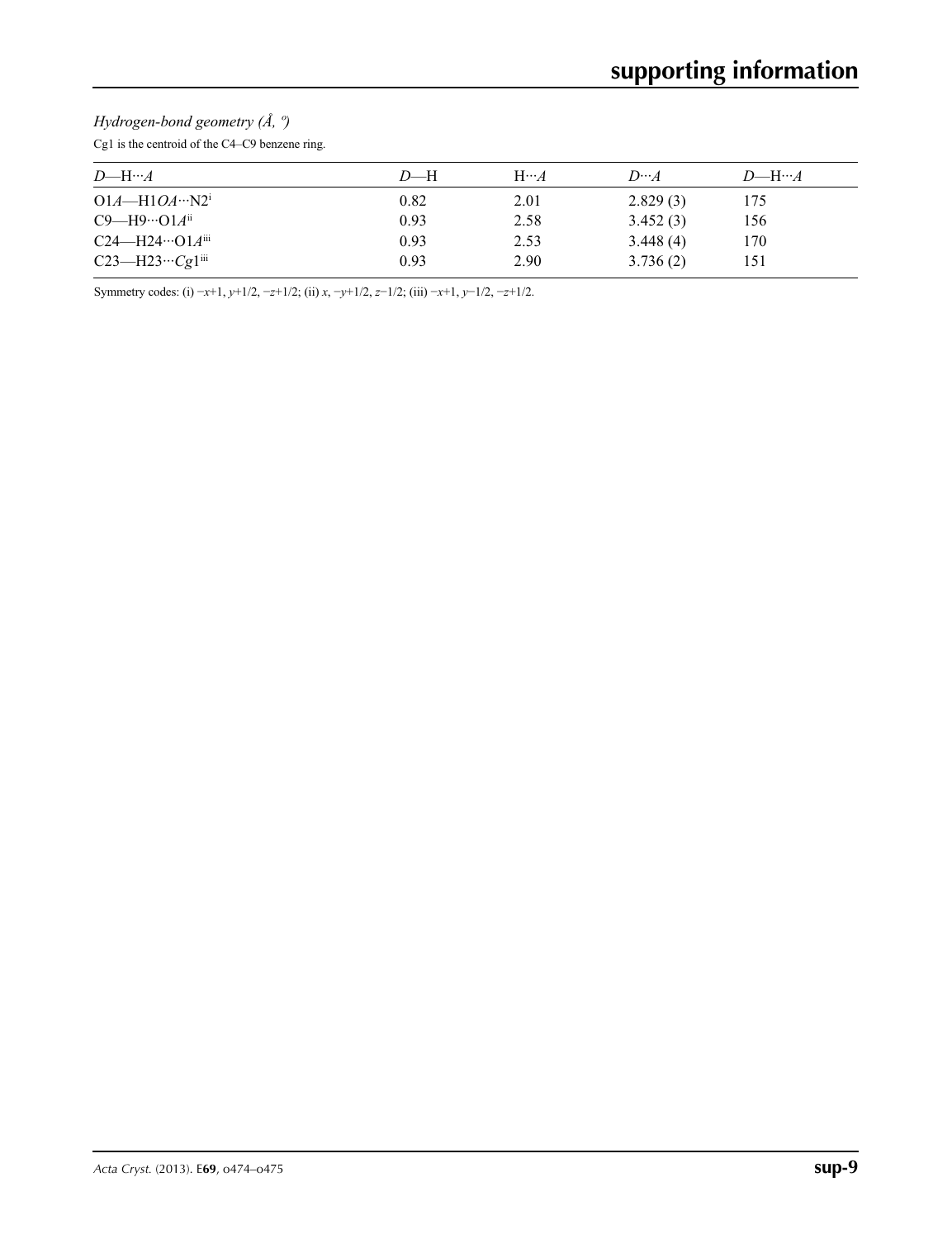*Hydrogen-bond geometry (Å, º)*

Cg1 is the centroid of the C4–C9 benzene ring.

| *D*—H···*A* | *D*—H | H···*A* | *D*···*A* | *D*—H···*A* |
|---|---|---|---|---|
| O1*A*—H1*OA*···N2[i] | 0.82 | 2.01 | 2.829 (3) | 175 |
| C9—H9···O1*A*[ii] | 0.93 | 2.58 | 3.452 (3) | 156 |
| C24—H24···O1*A*[iii] | 0.93 | 2.53 | 3.448 (4) | 170 |
| C23—H23···*Cg*1[iii] | 0.93 | 2.90 | 3.736 (2) | 151 |

Symmetry codes: (i) $-x+1$, $y+1/2$, $-z+1/2$; (ii) $x$, $-y+1/2$, $z-1/2$; (iii) $-x+1$, $y-1/2$, $-z+1/2$.